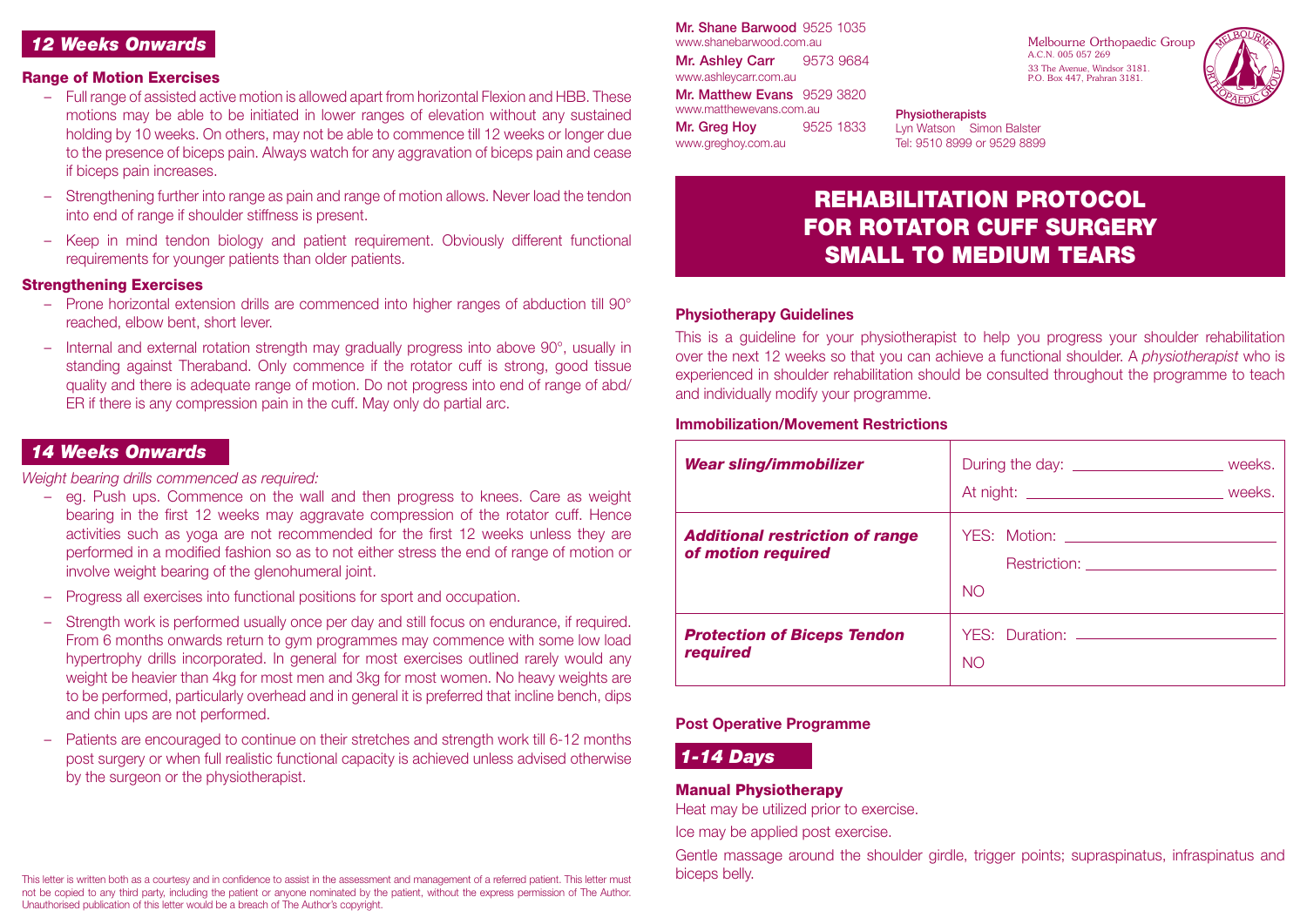## 12 Weeks Onwards

### Range of Motion Exercises

- Full range of assisted active motion is allowed apart from horizontal Flexion and HBB. These motions may be able to be initiated in lower ranges of elevation without any sustained holding by 10 weeks. On others, may not be able to commence till 12 weeks or longer due to the presence of biceps pain. Always watch for any aggravation of biceps pain and cease if biceps pain increases.
- Strengthening further into range as pain and range of motion allows. Never load the tendon into end of range if shoulder stiffness is present.
- Keep in mind tendon biology and patient requirement. Obviously different functional requirements for younger patients than older patients.

### Strengthening Exercises

- Prone horizontal extension drills are commenced into higher ranges of abduction till 90° reached, elbow bent, short lever.
- Internal and external rotation strength may gradually progress into above 90°, usually in standing against Theraband. Only commence if the rotator cuff is strong, good tissue quality and there is adequate range of motion. Do not progress into end of range of abd/ER if there is any compression pain in the cuff. May only do partial arc.

## 14 Weeks Onwards

*Weight bearing drills commenced as required:*

- eg. Push ups. Commence on the wall and then progress to knees. Care as weight bearing in the first 12 weeks may aggravate compression of the rotator cuff. Hence activities such as yoga are not recommended for the first 12 weeks unless they are performed in a modified fashion so as to not either stress the end of range of motion or involve weight bearing of the glenohumeral joint.
- Progress all exercises into functional positions for sport and occupation.
- Strength work is performed usually once per day and still focus on endurance, if required. From 6 months onwards return to gym programmes may commence with some low load hypertrophy drills incorporated. In general for most exercises outlined rarely would any weight be heavier than 4kg for most men and 3kg for most women. No heavy weights are to be performed, particularly overhead and in general it is preferred that incline bench, dips and chin ups are not performed.
- Patients are encouraged to continue on their stretches and strength work till 6-12 months post surgery or when full realistic functional capacity is achieved unless advised otherwise by the surgeon or the physiotherapist.

This letter is written both as a courtesy and in confidence to assist in the assessment and management of a referred patient. This letter must not be copied to any third party, including the patient or anyone nominated by the patient, without the express permission of The Author. Unauthorised publication of this letter would be a breach of The Author's copyright.

**Mr. Shane Barwood** 9525 1035
www.shanebarwood.com.au

**Mr. Ashley Carr** 9573 9684
www.ashleycarr.com.au

**Mr. Matthew Evans** 9529 3820
www.matthewevans.com.au

**Mr. Greg Hoy** 9525 1833
www.greghoy.com.au

Melbourne Orthopaedic Group
A.C.N. 005 057 269
33 The Avenue, Windsor 3181.
P.O. Box 447, Prahran 3181.

**Physiotherapists**
Lyn Watson Simon Balster
Tel: 9510 8999 or 9529 8899

# REHABILITATION PROTOCOL FOR ROTATOR CUFF SURGERY SMALL TO MEDIUM TEARS

### Physiotherapy Guidelines

This is a guideline for your physiotherapist to help you progress your shoulder rehabilitation over the next 12 weeks so that you can achieve a functional shoulder. A *physiotherapist* who is experienced in shoulder rehabilitation should be consulted throughout the programme to teach and individually modify your programme.

### Immobilization/Movement Restrictions

| | |
|---|---|
| ***Wear sling/immobilizer*** | During the day: ________ weeks.<br>At night: ________ weeks. |
| ***Additional restriction of range of motion required*** | YES: Motion: ________<br>Restriction: ________<br>NO |
| ***Protection of Biceps Tendon required*** | YES: Duration: ________<br>NO |

### Post Operative Programme

## 1-14 Days

### Manual Physiotherapy

Heat may be utilized prior to exercise.

Ice may be applied post exercise.

Gentle massage around the shoulder girdle, trigger points; supraspinatus, infraspinatus and biceps belly.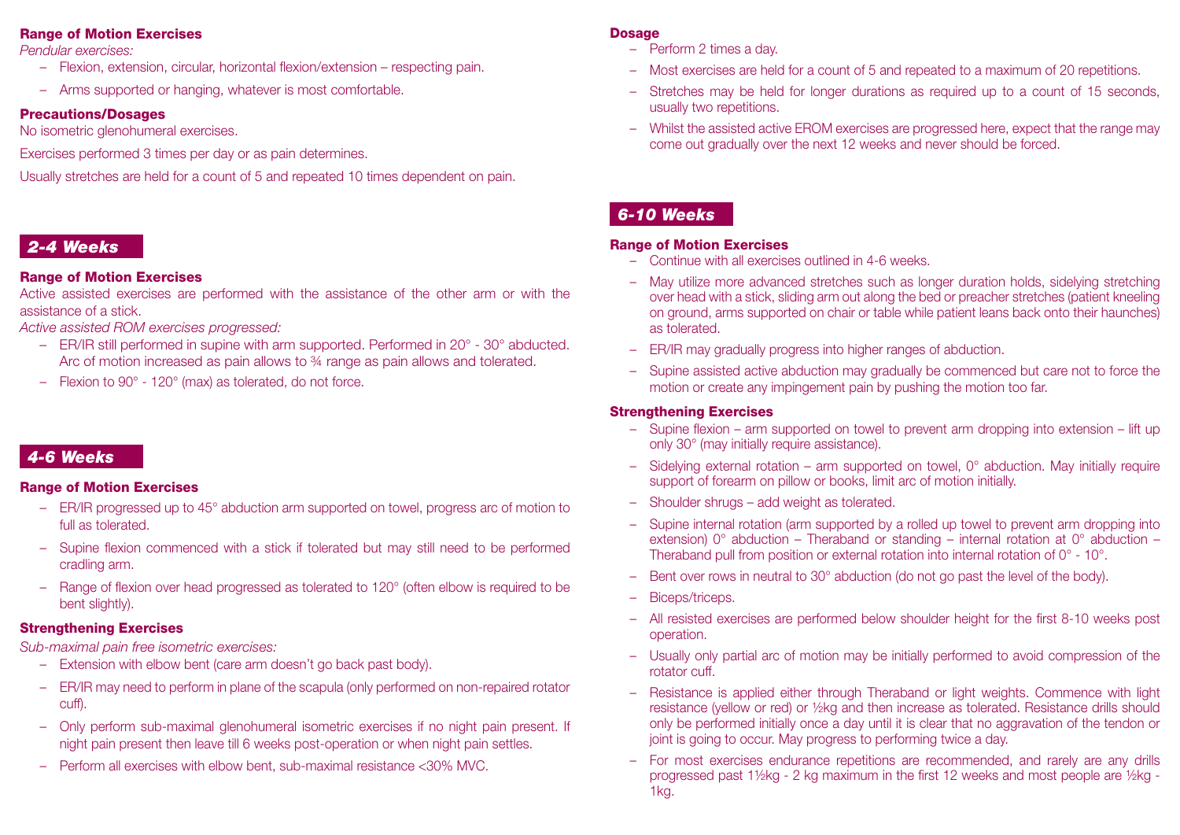### Range of Motion Exercises

*Pendular exercises:*

- Flexion, extension, circular, horizontal flexion/extension – respecting pain.
- Arms supported or hanging, whatever is most comfortable.

### Precautions/Dosages

No isometric glenohumeral exercises.

Exercises performed 3 times per day or as pain determines.

Usually stretches are held for a count of 5 and repeated 10 times dependent on pain.

## *2-4 Weeks*

### Range of Motion Exercises

Active assisted exercises are performed with the assistance of the other arm or with the assistance of a stick.

*Active assisted ROM exercises progressed:*

- ER/IR still performed in supine with arm supported. Performed in 20° - 30° abducted. Arc of motion increased as pain allows to ¾ range as pain allows and tolerated.
- Flexion to 90° - 120° (max) as tolerated, do not force.

## *4-6 Weeks*

### Range of Motion Exercises

- ER/IR progressed up to 45° abduction arm supported on towel, progress arc of motion to full as tolerated.
- Supine flexion commenced with a stick if tolerated but may still need to be performed cradling arm.
- Range of flexion over head progressed as tolerated to 120° (often elbow is required to be bent slightly).

### Strengthening Exercises

*Sub-maximal pain free isometric exercises:*

- Extension with elbow bent (care arm doesn't go back past body).
- ER/IR may need to perform in plane of the scapula (only performed on non-repaired rotator cuff).
- Only perform sub-maximal glenohumeral isometric exercises if no night pain present. If night pain present then leave till 6 weeks post-operation or when night pain settles.
- Perform all exercises with elbow bent, sub-maximal resistance <30% MVC.

### Dosage

- Perform 2 times a day.
- Most exercises are held for a count of 5 and repeated to a maximum of 20 repetitions.
- Stretches may be held for longer durations as required up to a count of 15 seconds, usually two repetitions.
- Whilst the assisted active EROM exercises are progressed here, expect that the range may come out gradually over the next 12 weeks and never should be forced.

## *6-10 Weeks*

### Range of Motion Exercises

- Continue with all exercises outlined in 4-6 weeks.
- May utilize more advanced stretches such as longer duration holds, sidelying stretching over head with a stick, sliding arm out along the bed or preacher stretches (patient kneeling on ground, arms supported on chair or table while patient leans back onto their haunches) as tolerated.
- ER/IR may gradually progress into higher ranges of abduction.
- Supine assisted active abduction may gradually be commenced but care not to force the motion or create any impingement pain by pushing the motion too far.

### Strengthening Exercises

- Supine flexion – arm supported on towel to prevent arm dropping into extension – lift up only 30° (may initially require assistance).
- Sidelying external rotation – arm supported on towel, 0° abduction. May initially require support of forearm on pillow or books, limit arc of motion initially.
- Shoulder shrugs – add weight as tolerated.
- Supine internal rotation (arm supported by a rolled up towel to prevent arm dropping into extension) 0° abduction – Theraband or standing – internal rotation at 0° abduction – Theraband pull from position or external rotation into internal rotation of 0° - 10°.
- Bent over rows in neutral to 30° abduction (do not go past the level of the body).
- Biceps/triceps.
- All resisted exercises are performed below shoulder height for the first 8-10 weeks post operation.
- Usually only partial arc of motion may be initially performed to avoid compression of the rotator cuff.
- Resistance is applied either through Theraband or light weights. Commence with light resistance (yellow or red) or ½kg and then increase as tolerated. Resistance drills should only be performed initially once a day until it is clear that no aggravation of the tendon or joint is going to occur. May progress to performing twice a day.
- For most exercises endurance repetitions are recommended, and rarely are any drills progressed past 1½kg - 2 kg maximum in the first 12 weeks and most people are ½kg - 1kg.